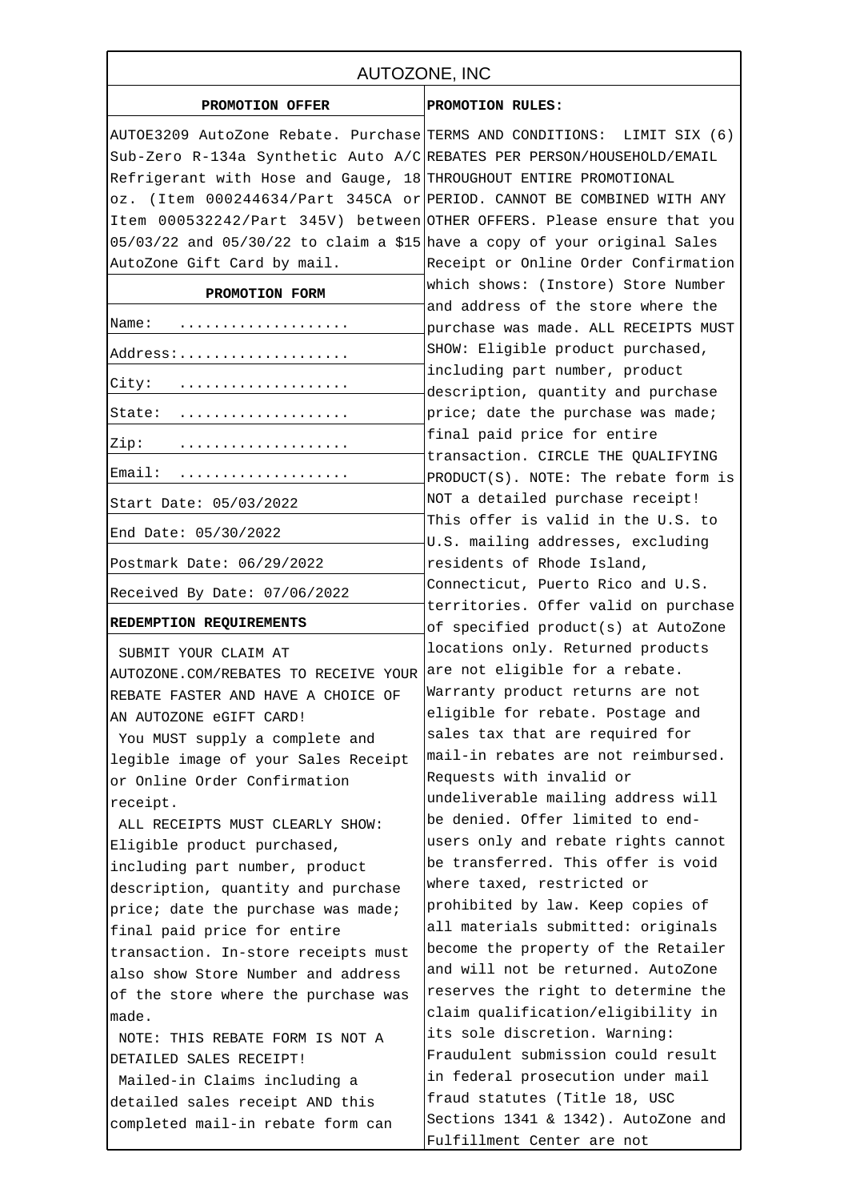# AUTOZONE, INC

## PROMOTION OFFER

AUTOE3209 AutoZone Rebate. Purchase Sub-Zero R-134a Synthetic Auto A/C Refrigerant with Hose and Gauge, 18 oz. (Item 000244634/Part 345CA or Item 000532242/Part 345V) between 05/03/22 and 05/30/22 to claim a $15 AutoZone Gift Card by mail.

## PROMOTION FORM

| | |
|---|---|
| Name: | .................... |
| Address: | .................... |
| City: | .................... |
| State: | .................... |
| Zip: | .................... |
| Email: | .................... |

Start Date: 05/03/2022

End Date: 05/30/2022

Postmark Date: 06/29/2022

Received By Date: 07/06/2022

## REDEMPTION REQUIREMENTS

SUBMIT YOUR CLAIM AT AUTOZONE.COM/REBATES TO RECEIVE YOUR REBATE FASTER AND HAVE A CHOICE OF AN AUTOZONE eGIFT CARD!

You MUST supply a complete and legible image of your Sales Receipt or Online Order Confirmation receipt.

ALL RECEIPTS MUST CLEARLY SHOW: Eligible product purchased, including part number, product description, quantity and purchase price; date the purchase was made; final paid price for entire transaction. In-store receipts must also show Store Number and address of the store where the purchase was made.

NOTE: THIS REBATE FORM IS NOT A DETAILED SALES RECEIPT!

Mailed-in Claims including a detailed sales receipt AND this completed mail-in rebate form can

## PROMOTION RULES:

TERMS AND CONDITIONS: LIMIT SIX (6) REBATES PER PERSON/HOUSEHOLD/EMAIL THROUGHOUT ENTIRE PROMOTIONAL PERIOD. CANNOT BE COMBINED WITH ANY OTHER OFFERS. Please ensure that you have a copy of your original Sales Receipt or Online Order Confirmation which shows: (Instore) Store Number and address of the store where the purchase was made. ALL RECEIPTS MUST SHOW: Eligible product purchased, including part number, product description, quantity and purchase price; date the purchase was made; final paid price for entire transaction. CIRCLE THE QUALIFYING PRODUCT(S). NOTE: The rebate form is NOT a detailed purchase receipt! This offer is valid in the U.S. to U.S. mailing addresses, excluding residents of Rhode Island, Connecticut, Puerto Rico and U.S. territories. Offer valid on purchase of specified product(s) at AutoZone locations only. Returned products are not eligible for a rebate. Warranty product returns are not eligible for rebate. Postage and sales tax that are required for mail-in rebates are not reimbursed. Requests with invalid or undeliverable mailing address will be denied. Offer limited to end-users only and rebate rights cannot be transferred. This offer is void where taxed, restricted or prohibited by law. Keep copies of all materials submitted: originals become the property of the Retailer and will not be returned. AutoZone reserves the right to determine the claim qualification/eligibility in its sole discretion. Warning: Fraudulent submission could result in federal prosecution under mail fraud statutes (Title 18, USC Sections 1341 & 1342). AutoZone and Fulfillment Center are not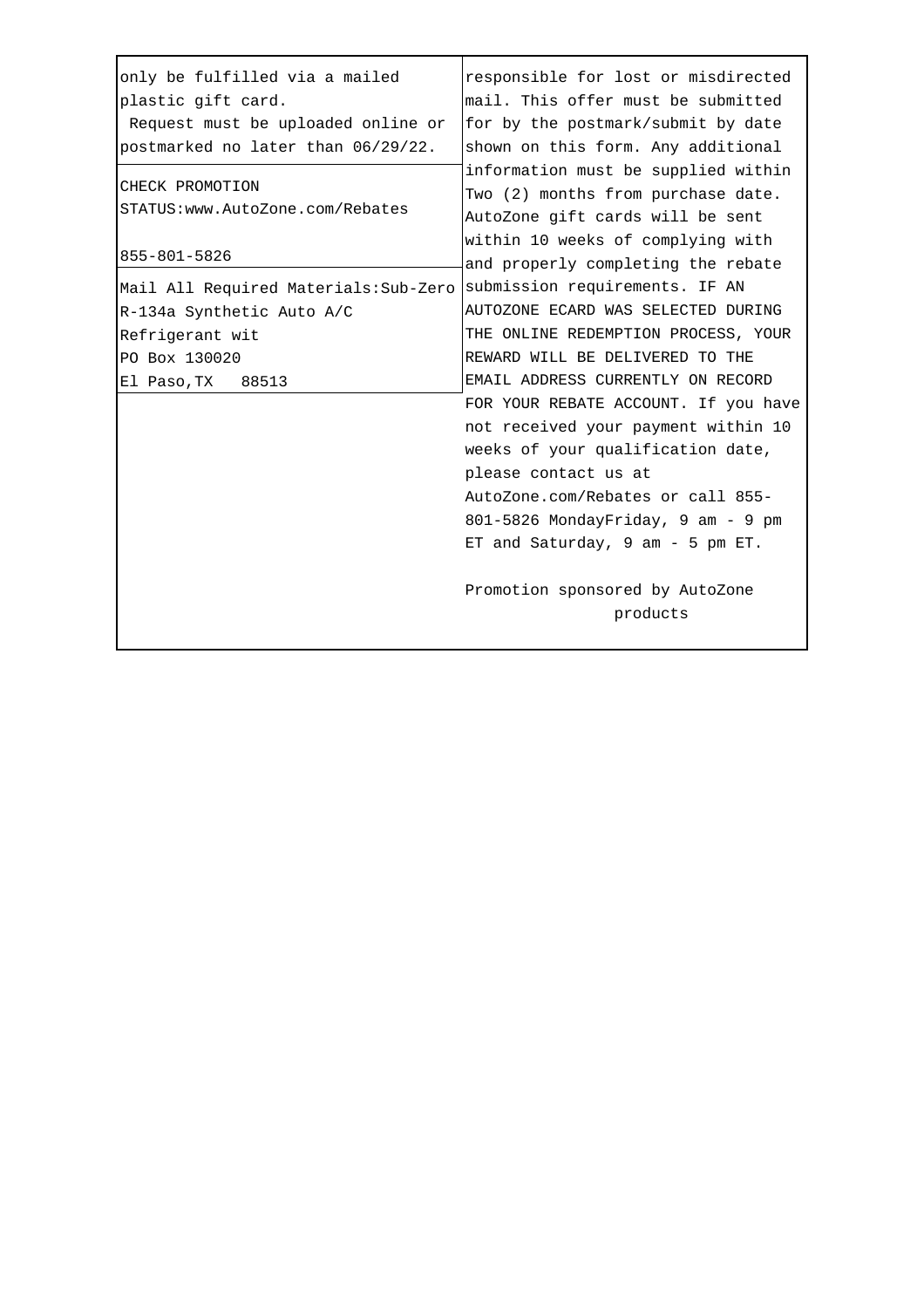only be fulfilled via a mailed plastic gift card.
Request must be uploaded online or postmarked no later than 06/29/22.

CHECK PROMOTION STATUS:www.AutoZone.com/Rebates

855-801-5826

Mail All Required Materials:Sub-Zero R-134a Synthetic Auto A/C Refrigerant wit
PO Box 130020
El Paso,TX 88513

responsible for lost or misdirected mail. This offer must be submitted for by the postmark/submit by date shown on this form. Any additional information must be supplied within Two (2) months from purchase date. AutoZone gift cards will be sent within 10 weeks of complying with and properly completing the rebate submission requirements. IF AN AUTOZONE ECARD WAS SELECTED DURING THE ONLINE REDEMPTION PROCESS, YOUR REWARD WILL BE DELIVERED TO THE EMAIL ADDRESS CURRENTLY ON RECORD FOR YOUR REBATE ACCOUNT. If you have not received your payment within 10 weeks of your qualification date, please contact us at AutoZone.com/Rebates or call 855-801-5826 MondayFriday, 9 am - 9 pm ET and Saturday, 9 am - 5 pm ET.

Promotion sponsored by AutoZone products